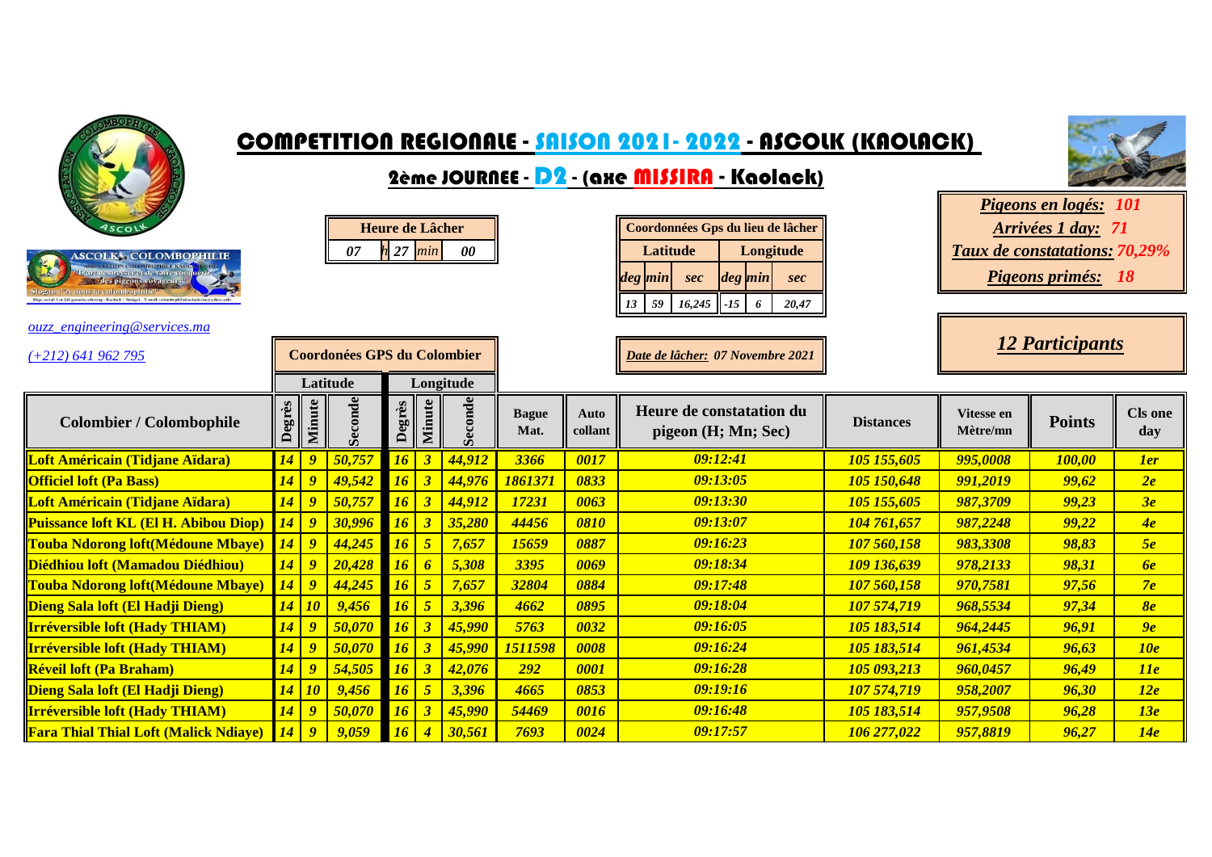# COMPETITION REGIONALE - SAISON 2021 - 2022 - ASCOLK (KAOLACK)

## 2ème JOURNEE - D2 - (axe MISSIRA - Kaolack)

ASCOLK COLOMBOPHILIE

ouzz_engineering@services.ma

(+212) 641 962 795

| Heure de Lâcher | | | |
|---|---|---|---|
| 07 | h 27 | min | 00 |

| Coordonnées Gps du lieu de lâcher | | | | | |
|---|---|---|---|---|---|
| Latitude | | | Longitude | | |
| deg | min | sec | deg | min | sec |
| 13 | 59 | 16,245 | -15 | 6 | 20,47 |

**Pigeons en logés: 101**
**Arrivées 1 day: 71**
**Taux de constatations: 70,29%**
**Pigeons primés: 18**

**Date de lâcher: 07 Novembre 2021**

**12 Participants**

| Colombier / Colombophile | Coordonées GPS du Colombier – Latitude | | | Longitude | | | Bague Mat. | Auto collant | Heure de constatation du pigeon (H; Mn; Sec) | Distances | Vitesse en Mètre/mn | Points | Cls one day |
|---|---|---|---|---|---|---|---|---|---|---|---|---|---|
| | Degrès | Minute | Seconde | Degrès | Minute | Seconde | | | | | | | |
| Loft Américain (Tidjane Aïdara) | 14 | 9 | 50,757 | 16 | 3 | 44,912 | 3366 | 0017 | 09:12:41 | 105 155,605 | 995,0008 | 100,00 | 1er |
| Officiel loft (Pa Bass) | 14 | 9 | 49,542 | 16 | 3 | 44,976 | 1861371 | 0833 | 09:13:05 | 105 150,648 | 991,2019 | 99,62 | 2e |
| Loft Américain (Tidjane Aïdara) | 14 | 9 | 50,757 | 16 | 3 | 44,912 | 17231 | 0063 | 09:13:30 | 105 155,605 | 987,3709 | 99,23 | 3e |
| Puissance loft KL (El H. Abibou Diop) | 14 | 9 | 30,996 | 16 | 3 | 35,280 | 44456 | 0810 | 09:13:07 | 104 761,657 | 987,2248 | 99,22 | 4e |
| Touba Ndorong loft(Médoune Mbaye) | 14 | 9 | 44,245 | 16 | 5 | 7,657 | 15659 | 0887 | 09:16:23 | 107 560,158 | 983,3308 | 98,83 | 5e |
| Diédhiou loft (Mamadou Diédhiou) | 14 | 9 | 20,428 | 16 | 6 | 5,308 | 3395 | 0069 | 09:18:34 | 109 136,639 | 978,2133 | 98,31 | 6e |
| Touba Ndorong loft(Médoune Mbaye) | 14 | 9 | 44,245 | 16 | 5 | 7,657 | 32804 | 0884 | 09:17:48 | 107 560,158 | 970,7581 | 97,56 | 7e |
| Dieng Sala loft (El Hadji Dieng) | 14 | 10 | 9,456 | 16 | 5 | 3,396 | 4662 | 0895 | 09:18:04 | 107 574,719 | 968,5534 | 97,34 | 8e |
| Irréversible loft (Hady THIAM) | 14 | 9 | 50,070 | 16 | 3 | 45,990 | 5763 | 0032 | 09:16:05 | 105 183,514 | 964,2445 | 96,91 | 9e |
| Irréversible loft (Hady THIAM) | 14 | 9 | 50,070 | 16 | 3 | 45,990 | 1511598 | 0008 | 09:16:24 | 105 183,514 | 961,4534 | 96,63 | 10e |
| Réveil loft (Pa Braham) | 14 | 9 | 54,505 | 16 | 3 | 42,076 | 292 | 0001 | 09:16:28 | 105 093,213 | 960,0457 | 96,49 | 11e |
| Dieng Sala loft (El Hadji Dieng) | 14 | 10 | 9,456 | 16 | 5 | 3,396 | 4665 | 0853 | 09:19:16 | 107 574,719 | 958,2007 | 96,30 | 12e |
| Irréversible loft (Hady THIAM) | 14 | 9 | 50,070 | 16 | 3 | 45,990 | 54469 | 0016 | 09:16:48 | 105 183,514 | 957,9508 | 96,28 | 13e |
| Fara Thial Thial Loft (Malick Ndiaye) | 14 | 9 | 9,059 | 16 | 4 | 30,561 | 7693 | 0024 | 09:17:57 | 106 277,022 | 957,8819 | 96,27 | 14e |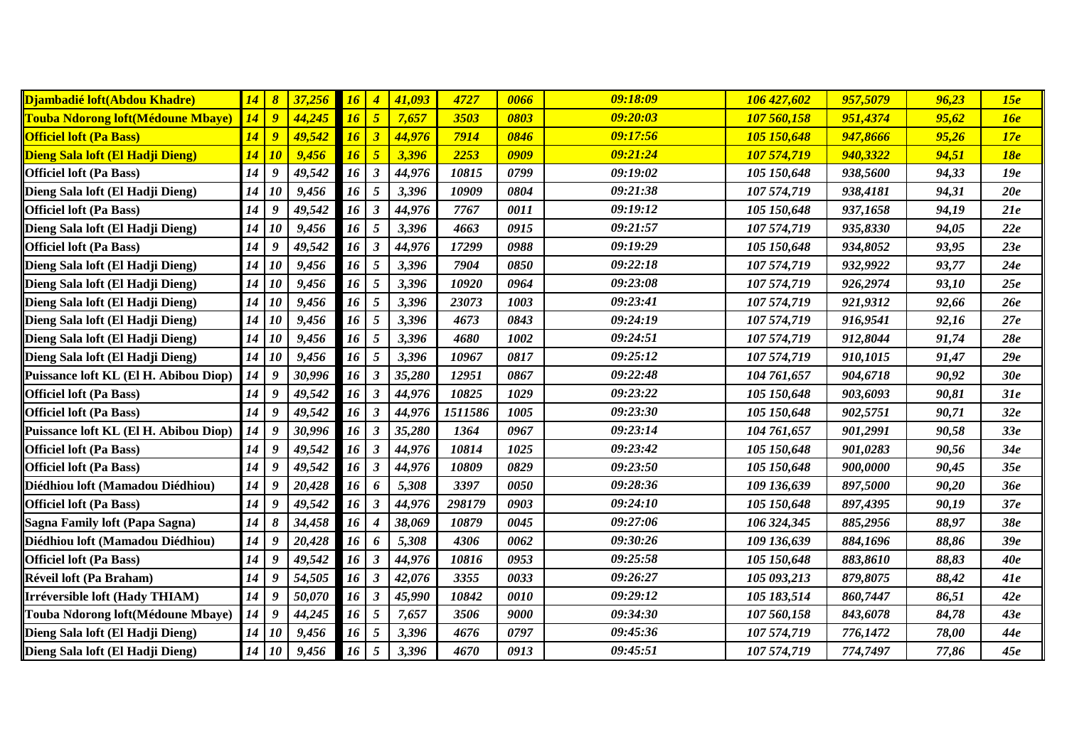| | | | | | | | | | | | | | |
|---|---|---|---|---|---|---|---|---|---|---|---|---|---|
| **Djambadié loft(Abdou Khadre)** | *14* | *8* | *37,256* | *16* | *4* | *41,093* | *4727* | *0066* | *09:18:09* | *106 427,602* | *957,5079* | *96,23* | *15e* |
| **Touba Ndorong loft(Médoune Mbaye)** | *14* | *9* | *44,245* | *16* | *5* | *7,657* | *3503* | *0803* | *09:20:03* | *107 560,158* | *951,4374* | *95,62* | *16e* |
| **Officiel loft (Pa Bass)** | *14* | *9* | *49,542* | *16* | *3* | *44,976* | *7914* | *0846* | *09:17:56* | *105 150,648* | *947,8666* | *95,26* | *17e* |
| **Dieng Sala loft (El Hadji Dieng)** | *14* | *10* | *9,456* | *16* | *5* | *3,396* | *2253* | *0909* | *09:21:24* | *107 574,719* | *940,3322* | *94,51* | *18e* |
| **Officiel loft (Pa Bass)** | *14* | *9* | *49,542* | *16* | *3* | *44,976* | *10815* | *0799* | *09:19:02* | *105 150,648* | *938,5600* | *94,33* | *19e* |
| **Dieng Sala loft (El Hadji Dieng)** | *14* | *10* | *9,456* | *16* | *5* | *3,396* | *10909* | *0804* | *09:21:38* | *107 574,719* | *938,4181* | *94,31* | *20e* |
| **Officiel loft (Pa Bass)** | *14* | *9* | *49,542* | *16* | *3* | *44,976* | *7767* | *0011* | *09:19:12* | *105 150,648* | *937,1658* | *94,19* | *21e* |
| **Dieng Sala loft (El Hadji Dieng)** | *14* | *10* | *9,456* | *16* | *5* | *3,396* | *4663* | *0915* | *09:21:57* | *107 574,719* | *935,8330* | *94,05* | *22e* |
| **Officiel loft (Pa Bass)** | *14* | *9* | *49,542* | *16* | *3* | *44,976* | *17299* | *0988* | *09:19:29* | *105 150,648* | *934,8052* | *93,95* | *23e* |
| **Dieng Sala loft (El Hadji Dieng)** | *14* | *10* | *9,456* | *16* | *5* | *3,396* | *7904* | *0850* | *09:22:18* | *107 574,719* | *932,9922* | *93,77* | *24e* |
| **Dieng Sala loft (El Hadji Dieng)** | *14* | *10* | *9,456* | *16* | *5* | *3,396* | *10920* | *0964* | *09:23:08* | *107 574,719* | *926,2974* | *93,10* | *25e* |
| **Dieng Sala loft (El Hadji Dieng)** | *14* | *10* | *9,456* | *16* | *5* | *3,396* | *23073* | *1003* | *09:23:41* | *107 574,719* | *921,9312* | *92,66* | *26e* |
| **Dieng Sala loft (El Hadji Dieng)** | *14* | *10* | *9,456* | *16* | *5* | *3,396* | *4673* | *0843* | *09:24:19* | *107 574,719* | *916,9541* | *92,16* | *27e* |
| **Dieng Sala loft (El Hadji Dieng)** | *14* | *10* | *9,456* | *16* | *5* | *3,396* | *4680* | *1002* | *09:24:51* | *107 574,719* | *912,8044* | *91,74* | *28e* |
| **Dieng Sala loft (El Hadji Dieng)** | *14* | *10* | *9,456* | *16* | *5* | *3,396* | *10967* | *0817* | *09:25:12* | *107 574,719* | *910,1015* | *91,47* | *29e* |
| **Puissance loft KL (El H. Abibou Diop)** | *14* | *9* | *30,996* | *16* | *3* | *35,280* | *12951* | *0867* | *09:22:48* | *104 761,657* | *904,6718* | *90,92* | *30e* |
| **Officiel loft (Pa Bass)** | *14* | *9* | *49,542* | *16* | *3* | *44,976* | *10825* | *1029* | *09:23:22* | *105 150,648* | *903,6093* | *90,81* | *31e* |
| **Officiel loft (Pa Bass)** | *14* | *9* | *49,542* | *16* | *3* | *44,976* | *1511586* | *1005* | *09:23:30* | *105 150,648* | *902,5751* | *90,71* | *32e* |
| **Puissance loft KL (El H. Abibou Diop)** | *14* | *9* | *30,996* | *16* | *3* | *35,280* | *1364* | *0967* | *09:23:14* | *104 761,657* | *901,2991* | *90,58* | *33e* |
| **Officiel loft (Pa Bass)** | *14* | *9* | *49,542* | *16* | *3* | *44,976* | *10814* | *1025* | *09:23:42* | *105 150,648* | *901,0283* | *90,56* | *34e* |
| **Officiel loft (Pa Bass)** | *14* | *9* | *49,542* | *16* | *3* | *44,976* | *10809* | *0829* | *09:23:50* | *105 150,648* | *900,0000* | *90,45* | *35e* |
| **Diédhiou loft (Mamadou Diédhiou)** | *14* | *9* | *20,428* | *16* | *6* | *5,308* | *3397* | *0050* | *09:28:36* | *109 136,639* | *897,5000* | *90,20* | *36e* |
| **Officiel loft (Pa Bass)** | *14* | *9* | *49,542* | *16* | *3* | *44,976* | *298179* | *0903* | *09:24:10* | *105 150,648* | *897,4395* | *90,19* | *37e* |
| **Sagna Family loft (Papa Sagna)** | *14* | *8* | *34,458* | *16* | *4* | *38,069* | *10879* | *0045* | *09:27:06* | *106 324,345* | *885,2956* | *88,97* | *38e* |
| **Diédhiou loft (Mamadou Diédhiou)** | *14* | *9* | *20,428* | *16* | *6* | *5,308* | *4306* | *0062* | *09:30:26* | *109 136,639* | *884,1696* | *88,86* | *39e* |
| **Officiel loft (Pa Bass)** | *14* | *9* | *49,542* | *16* | *3* | *44,976* | *10816* | *0953* | *09:25:58* | *105 150,648* | *883,8610* | *88,83* | *40e* |
| **Réveil loft (Pa Braham)** | *14* | *9* | *54,505* | *16* | *3* | *42,076* | *3355* | *0033* | *09:26:27* | *105 093,213* | *879,8075* | *88,42* | *41e* |
| **Irréversible loft (Hady THIAM)** | *14* | *9* | *50,070* | *16* | *3* | *45,990* | *10842* | *0010* | *09:29:12* | *105 183,514* | *860,7447* | *86,51* | *42e* |
| **Touba Ndorong loft(Médoune Mbaye)** | *14* | *9* | *44,245* | *16* | *5* | *7,657* | *3506* | *9000* | *09:34:30* | *107 560,158* | *843,6078* | *84,78* | *43e* |
| **Dieng Sala loft (El Hadji Dieng)** | *14* | *10* | *9,456* | *16* | *5* | *3,396* | *4676* | *0797* | *09:45:36* | *107 574,719* | *776,1472* | *78,00* | *44e* |
| **Dieng Sala loft (El Hadji Dieng)** | *14* | *10* | *9,456* | *16* | *5* | *3,396* | *4670* | *0913* | *09:45:51* | *107 574,719* | *774,7497* | *77,86* | *45e* |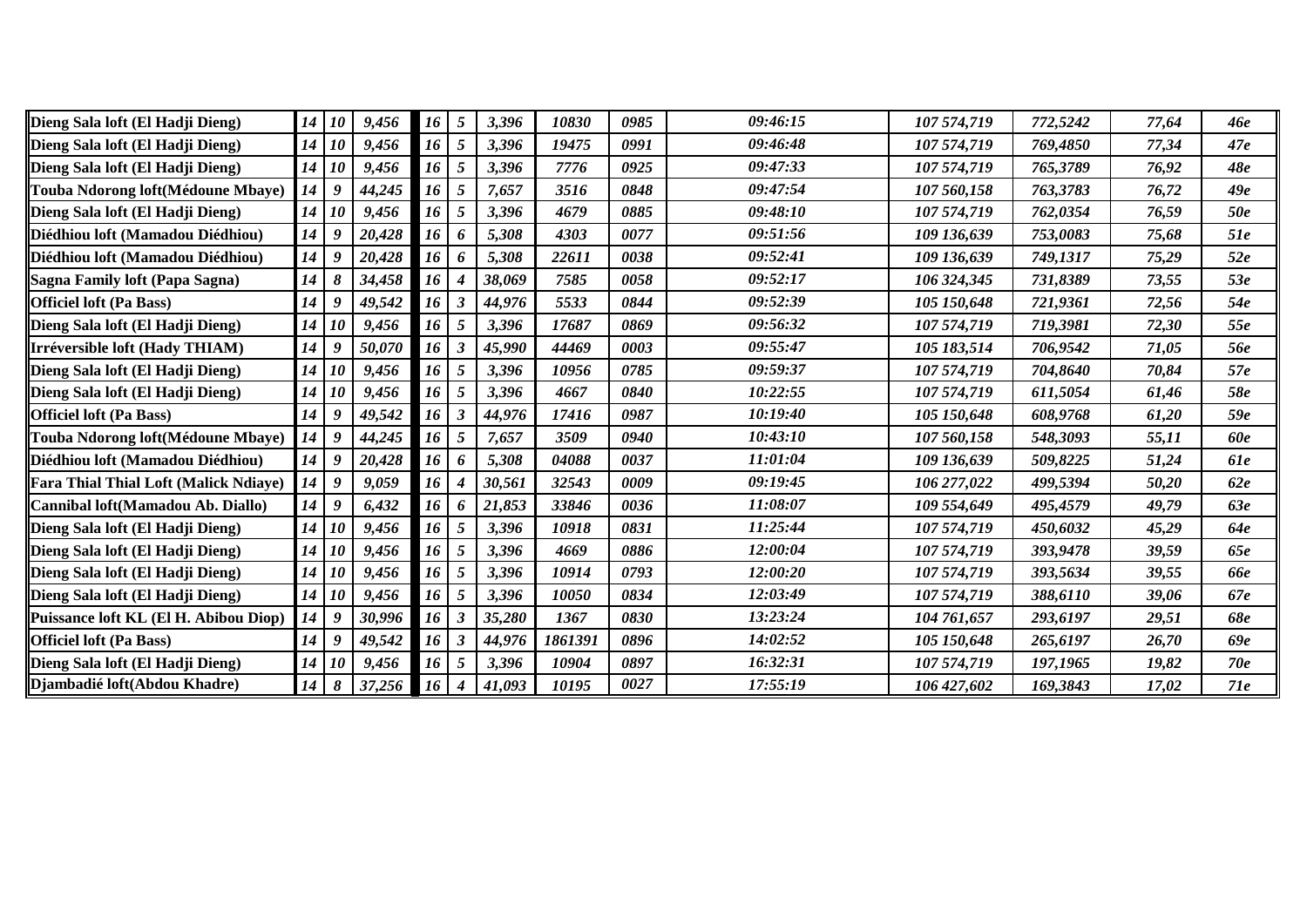| | | | | | | | | | | | | | |
|---|---|---|---|---|---|---|---|---|---|---|---|---|---|
| **Dieng Sala loft (El Hadji Dieng)** | *14* | *10* | *9,456* | *16* | *5* | *3,396* | *10830* | *0985* | *09:46:15* | *107 574,719* | *772,5242* | *77,64* | *46e* |
| **Dieng Sala loft (El Hadji Dieng)** | *14* | *10* | *9,456* | *16* | *5* | *3,396* | *19475* | *0991* | *09:46:48* | *107 574,719* | *769,4850* | *77,34* | *47e* |
| **Dieng Sala loft (El Hadji Dieng)** | *14* | *10* | *9,456* | *16* | *5* | *3,396* | *7776* | *0925* | *09:47:33* | *107 574,719* | *765,3789* | *76,92* | *48e* |
| **Touba Ndorong loft(Médoune Mbaye)** | *14* | *9* | *44,245* | *16* | *5* | *7,657* | *3516* | *0848* | *09:47:54* | *107 560,158* | *763,3783* | *76,72* | *49e* |
| **Dieng Sala loft (El Hadji Dieng)** | *14* | *10* | *9,456* | *16* | *5* | *3,396* | *4679* | *0885* | *09:48:10* | *107 574,719* | *762,0354* | *76,59* | *50e* |
| **Diédhiou loft (Mamadou Diédhiou)** | *14* | *9* | *20,428* | *16* | *6* | *5,308* | *4303* | *0077* | *09:51:56* | *109 136,639* | *753,0083* | *75,68* | *51e* |
| **Diédhiou loft (Mamadou Diédhiou)** | *14* | *9* | *20,428* | *16* | *6* | *5,308* | *22611* | *0038* | *09:52:41* | *109 136,639* | *749,1317* | *75,29* | *52e* |
| **Sagna Family loft (Papa Sagna)** | *14* | *8* | *34,458* | *16* | *4* | *38,069* | *7585* | *0058* | *09:52:17* | *106 324,345* | *731,8389* | *73,55* | *53e* |
| **Officiel loft (Pa Bass)** | *14* | *9* | *49,542* | *16* | *3* | *44,976* | *5533* | *0844* | *09:52:39* | *105 150,648* | *721,9361* | *72,56* | *54e* |
| **Dieng Sala loft (El Hadji Dieng)** | *14* | *10* | *9,456* | *16* | *5* | *3,396* | *17687* | *0869* | *09:56:32* | *107 574,719* | *719,3981* | *72,30* | *55e* |
| **Irréversible loft (Hady THIAM)** | *14* | *9* | *50,070* | *16* | *3* | *45,990* | *44469* | *0003* | *09:55:47* | *105 183,514* | *706,9542* | *71,05* | *56e* |
| **Dieng Sala loft (El Hadji Dieng)** | *14* | *10* | *9,456* | *16* | *5* | *3,396* | *10956* | *0785* | *09:59:37* | *107 574,719* | *704,8640* | *70,84* | *57e* |
| **Dieng Sala loft (El Hadji Dieng)** | *14* | *10* | *9,456* | *16* | *5* | *3,396* | *4667* | *0840* | *10:22:55* | *107 574,719* | *611,5054* | *61,46* | *58e* |
| **Officiel loft (Pa Bass)** | *14* | *9* | *49,542* | *16* | *3* | *44,976* | *17416* | *0987* | *10:19:40* | *105 150,648* | *608,9768* | *61,20* | *59e* |
| **Touba Ndorong loft(Médoune Mbaye)** | *14* | *9* | *44,245* | *16* | *5* | *7,657* | *3509* | *0940* | *10:43:10* | *107 560,158* | *548,3093* | *55,11* | *60e* |
| **Diédhiou loft (Mamadou Diédhiou)** | *14* | *9* | *20,428* | *16* | *6* | *5,308* | *04088* | *0037* | *11:01:04* | *109 136,639* | *509,8225* | *51,24* | *61e* |
| **Fara Thial Thial Loft (Malick Ndiaye)** | *14* | *9* | *9,059* | *16* | *4* | *30,561* | *32543* | *0009* | *09:19:45* | *106 277,022* | *499,5394* | *50,20* | *62e* |
| **Cannibal loft(Mamadou Ab. Diallo)** | *14* | *9* | *6,432* | *16* | *6* | *21,853* | *33846* | *0036* | *11:08:07* | *109 554,649* | *495,4579* | *49,79* | *63e* |
| **Dieng Sala loft (El Hadji Dieng)** | *14* | *10* | *9,456* | *16* | *5* | *3,396* | *10918* | *0831* | *11:25:44* | *107 574,719* | *450,6032* | *45,29* | *64e* |
| **Dieng Sala loft (El Hadji Dieng)** | *14* | *10* | *9,456* | *16* | *5* | *3,396* | *4669* | *0886* | *12:00:04* | *107 574,719* | *393,9478* | *39,59* | *65e* |
| **Dieng Sala loft (El Hadji Dieng)** | *14* | *10* | *9,456* | *16* | *5* | *3,396* | *10914* | *0793* | *12:00:20* | *107 574,719* | *393,5634* | *39,55* | *66e* |
| **Dieng Sala loft (El Hadji Dieng)** | *14* | *10* | *9,456* | *16* | *5* | *3,396* | *10050* | *0834* | *12:03:49* | *107 574,719* | *388,6110* | *39,06* | *67e* |
| **Puissance loft KL (El H. Abibou Diop)** | *14* | *9* | *30,996* | *16* | *3* | *35,280* | *1367* | *0830* | *13:23:24* | *104 761,657* | *293,6197* | *29,51* | *68e* |
| **Officiel loft (Pa Bass)** | *14* | *9* | *49,542* | *16* | *3* | *44,976* | *1861391* | *0896* | *14:02:52* | *105 150,648* | *265,6197* | *26,70* | *69e* |
| **Dieng Sala loft (El Hadji Dieng)** | *14* | *10* | *9,456* | *16* | *5* | *3,396* | *10904* | *0897* | *16:32:31* | *107 574,719* | *197,1965* | *19,82* | *70e* |
| **Djambadié loft(Abdou Khadre)** | *14* | *8* | *37,256* | *16* | *4* | *41,093* | *10195* | *0027* | *17:55:19* | *106 427,602* | *169,3843* | *17,02* | *71e* |